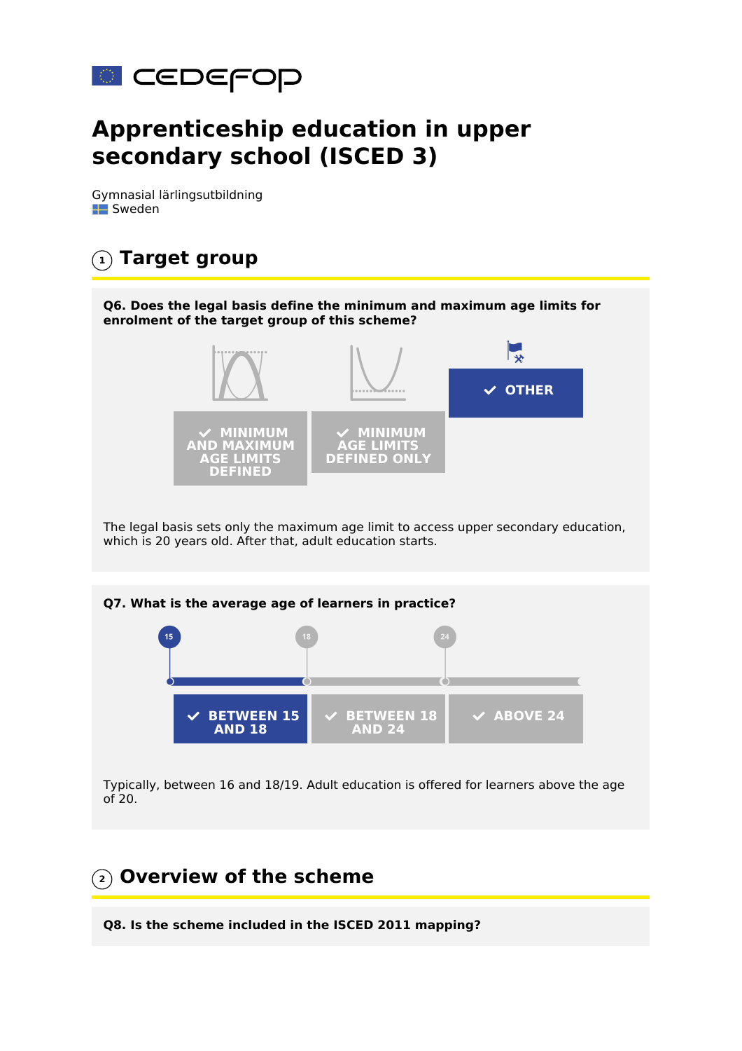cedefop

# Apprenticeship education in upper secondary school (ISCED 3)

Gymnasial lärlingsutbildning
Sweden

## 1 Target group

**Q6. Does the legal basis define the minimum and maximum age limits for enrolment of the target group of this scheme?**

- MINIMUM AND MAXIMUM AGE LIMITS DEFINED
- MINIMUM AGE LIMITS DEFINED ONLY
- ✔ **OTHER**

The legal basis sets only the maximum age limit to access upper secondary education, which is 20 years old. After that, adult education starts.

**Q7. What is the average age of learners in practice?**

- ✔ **BETWEEN 15 AND 18**
- BETWEEN 18 AND 24
- ABOVE 24

Typically, between 16 and 18/19. Adult education is offered for learners above the age of 20.

## 2 Overview of the scheme

**Q8. Is the scheme included in the ISCED 2011 mapping?**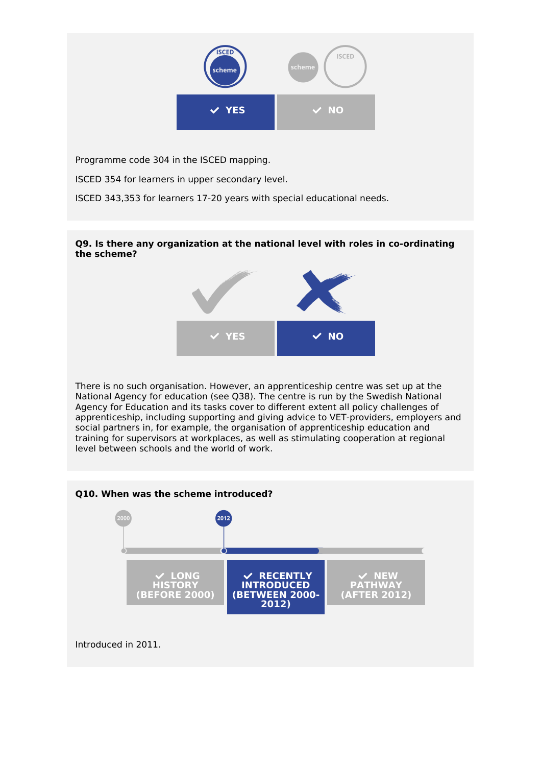ISCED scheme

✔ YES ✔ NO

Programme code 304 in the ISCED mapping.

ISCED 354 for learners in upper secondary level.

ISCED 343,353 for learners 17-20 years with special educational needs.

**Q9. Is there any organization at the national level with roles in co-ordinating the scheme?**

✔ YES ✔ NO

There is no such organisation. However, an apprenticeship centre was set up at the National Agency for education (see Q38). The centre is run by the Swedish National Agency for Education and its tasks cover to different extent all policy challenges of apprenticeship, including supporting and giving advice to VET-providers, employers and social partners in, for example, the organisation of apprenticeship education and training for supervisors at workplaces, as well as stimulating cooperation at regional level between schools and the world of work.

**Q10. When was the scheme introduced?**

2000 2012

✔ LONG HISTORY (BEFORE 2000) ✔ RECENTLY INTRODUCED (BETWEEN 2000-2012) ✔ NEW PATHWAY (AFTER 2012)

Introduced in 2011.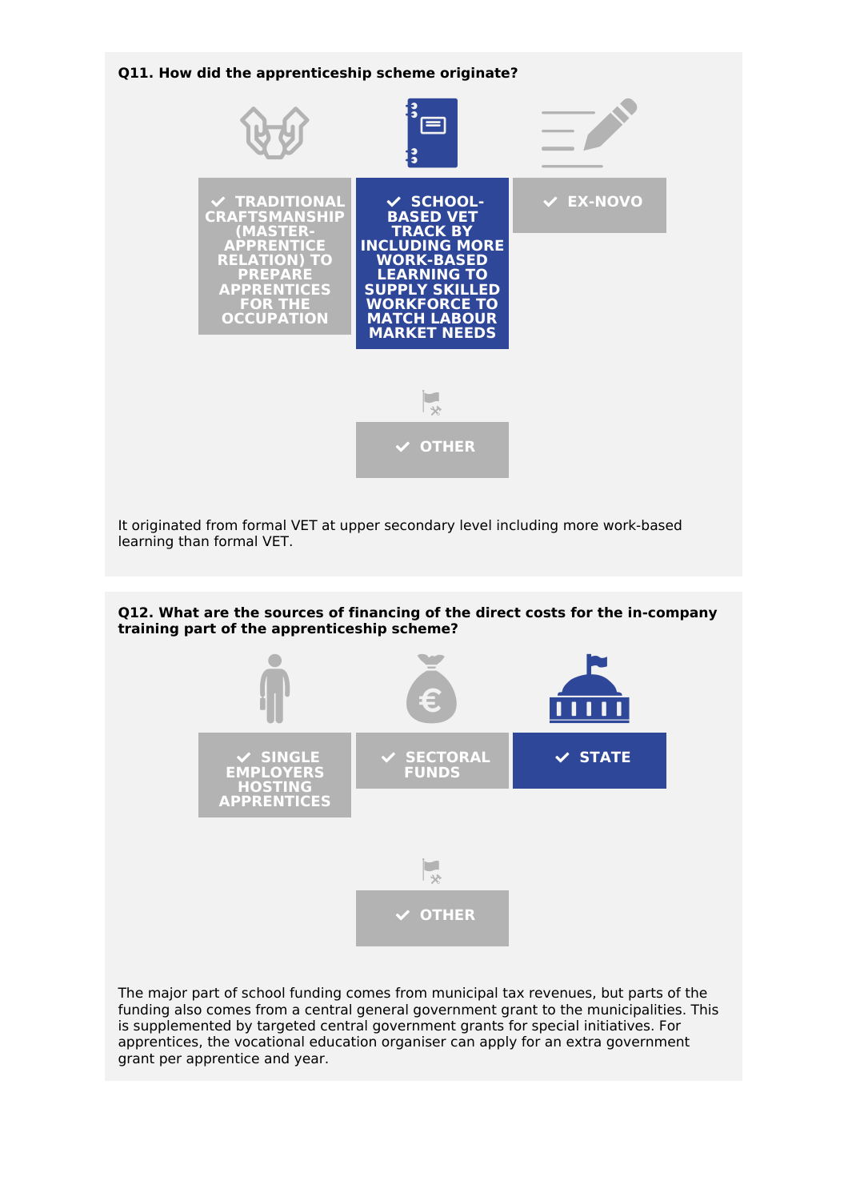**Q11. How did the apprenticeship scheme originate?**

- ✓ TRADITIONAL CRAFTSMANSHIP (MASTER-APPRENTICE RELATION) TO PREPARE APPRENTICES FOR THE OCCUPATION
- ✓ **SCHOOL-BASED VET TRACK BY INCLUDING MORE WORK-BASED LEARNING TO SUPPLY SKILLED WORKFORCE TO MATCH LABOUR MARKET NEEDS**
- ✓ EX-NOVO
- ✓ OTHER

It originated from formal VET at upper secondary level including more work-based learning than formal VET.

**Q12. What are the sources of financing of the direct costs for the in-company training part of the apprenticeship scheme?**

- ✓ SINGLE EMPLOYERS HOSTING APPRENTICES
- ✓ SECTORAL FUNDS
- ✓ **STATE**
- ✓ OTHER

The major part of school funding comes from municipal tax revenues, but parts of the funding also comes from a central general government grant to the municipalities. This is supplemented by targeted central government grants for special initiatives. For apprentices, the vocational education organiser can apply for an extra government grant per apprentice and year.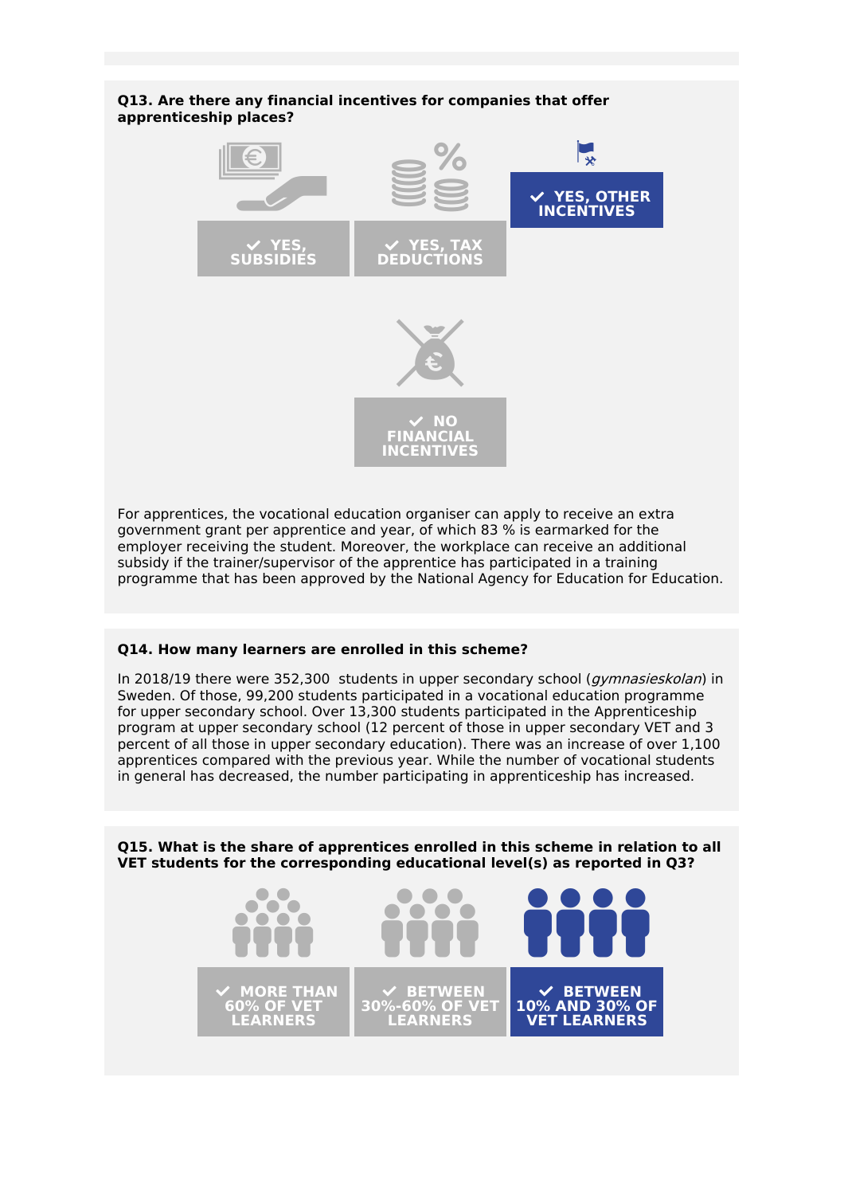**Q13. Are there any financial incentives for companies that offer apprenticeship places?**

- YES, SUBSIDIES
- YES, TAX DEDUCTIONS
- ✔ **YES, OTHER INCENTIVES** (selected)
- NO FINANCIAL INCENTIVES

For apprentices, the vocational education organiser can apply to receive an extra government grant per apprentice and year, of which 83 % is earmarked for the employer receiving the student. Moreover, the workplace can receive an additional subsidy if the trainer/supervisor of the apprentice has participated in a training programme that has been approved by the National Agency for Education for Education.

**Q14. How many learners are enrolled in this scheme?**

In 2018/19 there were 352,300 students in upper secondary school (*gymnasieskolan*) in Sweden. Of those, 99,200 students participated in a vocational education programme for upper secondary school. Over 13,300 students participated in the Apprenticeship program at upper secondary school (12 percent of those in upper secondary VET and 3 percent of all those in upper secondary education). There was an increase of over 1,100 apprentices compared with the previous year. While the number of vocational students in general has decreased, the number participating in apprenticeship has increased.

**Q15. What is the share of apprentices enrolled in this scheme in relation to all VET students for the corresponding educational level(s) as reported in Q3?**

- MORE THAN 60% OF VET LEARNERS
- BETWEEN 30%-60% OF VET LEARNERS
- ✔ **BETWEEN 10% AND 30% OF VET LEARNERS** (selected)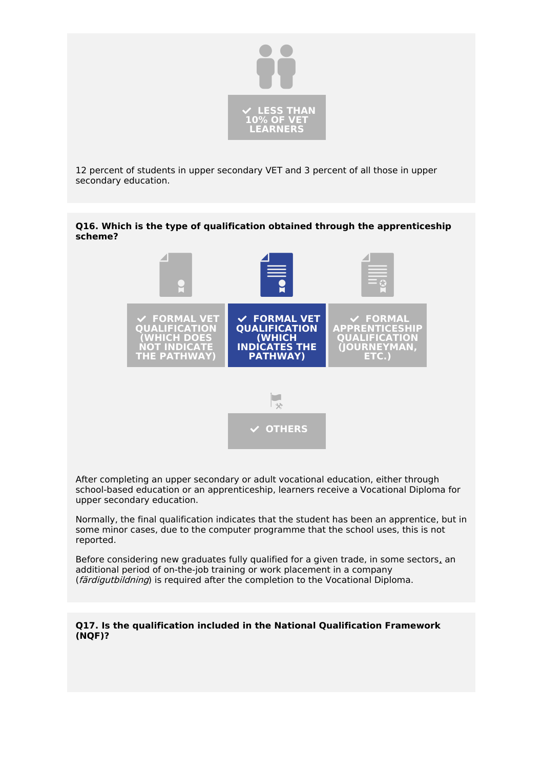✔ LESS THAN 10% OF VET LEARNERS

12 percent of students in upper secondary VET and 3 percent of all those in upper secondary education.

**Q16. Which is the type of qualification obtained through the apprenticeship scheme?**

- ✔ FORMAL VET QUALIFICATION (WHICH DOES NOT INDICATE THE PATHWAY)
- **✔ FORMAL VET QUALIFICATION (WHICH INDICATES THE PATHWAY)**
- ✔ FORMAL APPRENTICESHIP QUALIFICATION (JOURNEYMAN, ETC.)
- ✔ OTHERS

After completing an upper secondary or adult vocational education, either through school-based education or an apprenticeship, learners receive a Vocational Diploma for upper secondary education.

Normally, the final qualification indicates that the student has been an apprentice, but in some minor cases, due to the computer programme that the school uses, this is not reported.

Before considering new graduates fully qualified for a given trade, in some sectors, an additional period of on-the-job training or work placement in a company (*färdigutbildning*) is required after the completion to the Vocational Diploma.

**Q17. Is the qualification included in the National Qualification Framework (NQF)?**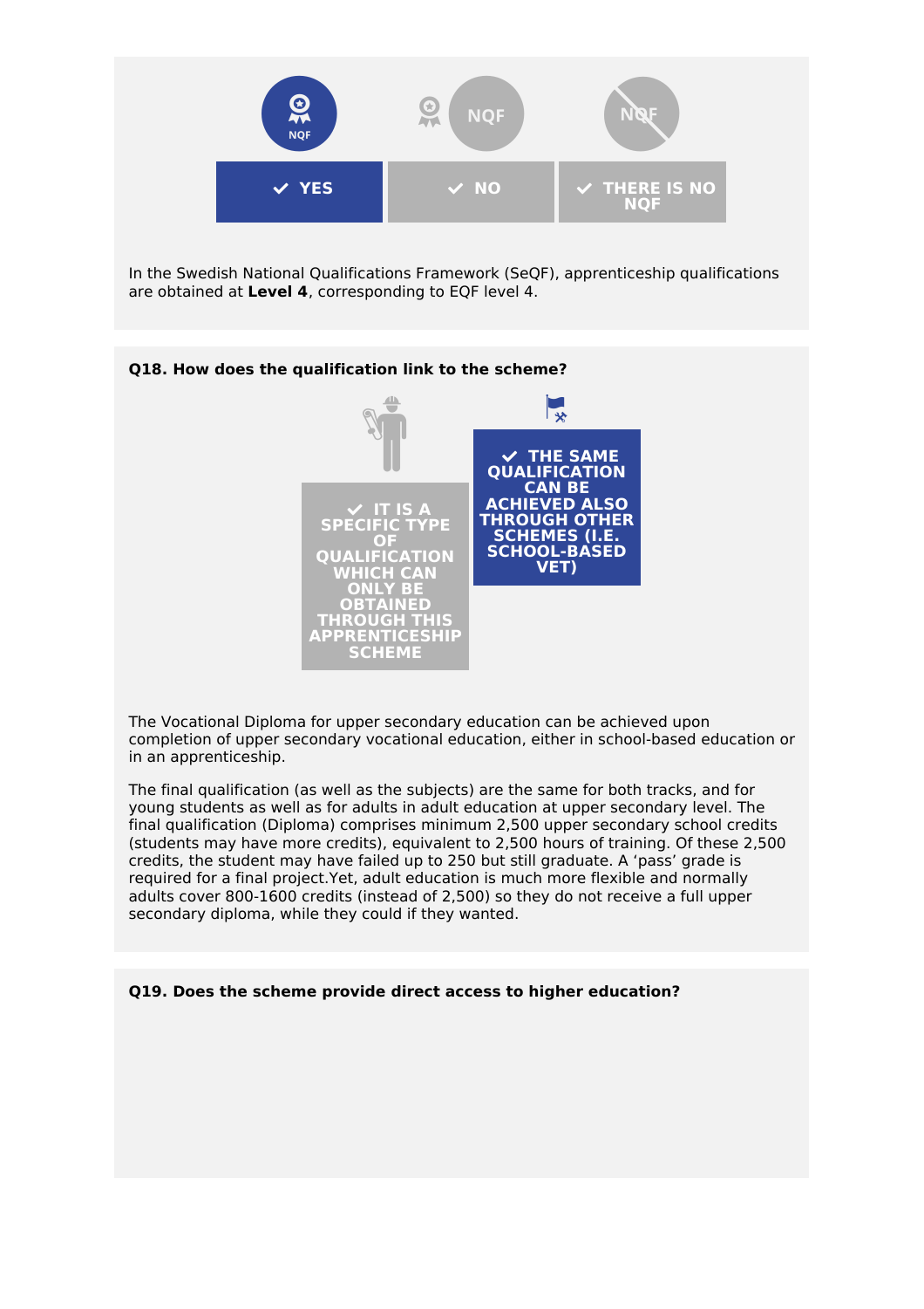✔ **YES** ✔ NO ✔ THERE IS NO NQF

In the Swedish National Qualifications Framework (SeQF), apprenticeship qualifications are obtained at **Level 4**, corresponding to EQF level 4.

**Q18. How does the qualification link to the scheme?**

✔ IT IS A SPECIFIC TYPE OF QUALIFICATION WHICH CAN ONLY BE OBTAINED THROUGH THIS APPRENTICESHIP SCHEME

✔ **THE SAME QUALIFICATION CAN BE ACHIEVED ALSO THROUGH OTHER SCHEMES (I.E. SCHOOL-BASED VET)**

The Vocational Diploma for upper secondary education can be achieved upon completion of upper secondary vocational education, either in school-based education or in an apprenticeship.

The final qualification (as well as the subjects) are the same for both tracks, and for young students as well as for adults in adult education at upper secondary level. The final qualification (Diploma) comprises minimum 2,500 upper secondary school credits (students may have more credits), equivalent to 2,500 hours of training. Of these 2,500 credits, the student may have failed up to 250 but still graduate. A 'pass' grade is required for a final project.Yet, adult education is much more flexible and normally adults cover 800-1600 credits (instead of 2,500) so they do not receive a full upper secondary diploma, while they could if they wanted.

**Q19. Does the scheme provide direct access to higher education?**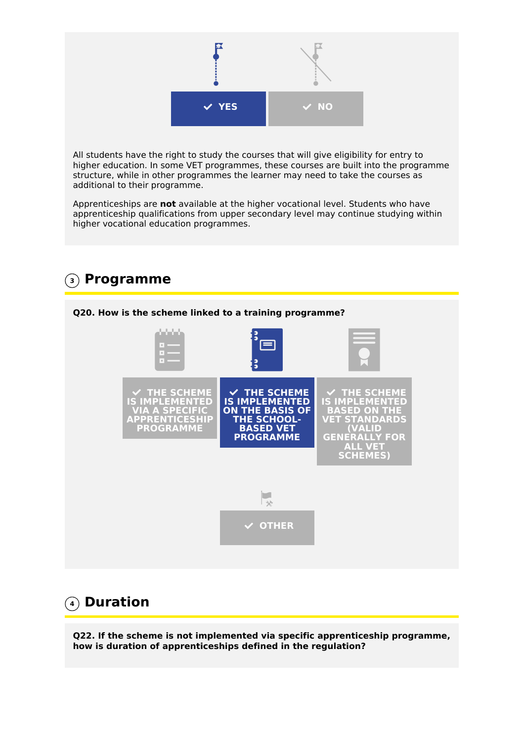✔ YES

✔ NO

All students have the right to study the courses that will give eligibility for entry to higher education. In some VET programmes, these courses are built into the programme structure, while in other programmes the learner may need to take the courses as additional to their programme.

Apprenticeships are **not** available at the higher vocational level. Students who have apprenticeship qualifications from upper secondary level may continue studying within higher vocational education programmes.

## 3 Programme

**Q20. How is the scheme linked to a training programme?**

✔ THE SCHEME IS IMPLEMENTED VIA A SPECIFIC APPRENTICESHIP PROGRAMME

✔ THE SCHEME IS IMPLEMENTED ON THE BASIS OF THE SCHOOL-BASED VET PROGRAMME

✔ THE SCHEME IS IMPLEMENTED BASED ON THE VET STANDARDS (VALID GENERALLY FOR ALL VET SCHEMES)

✔ OTHER

## 4 Duration

**Q22. If the scheme is not implemented via specific apprenticeship programme, how is duration of apprenticeships defined in the regulation?**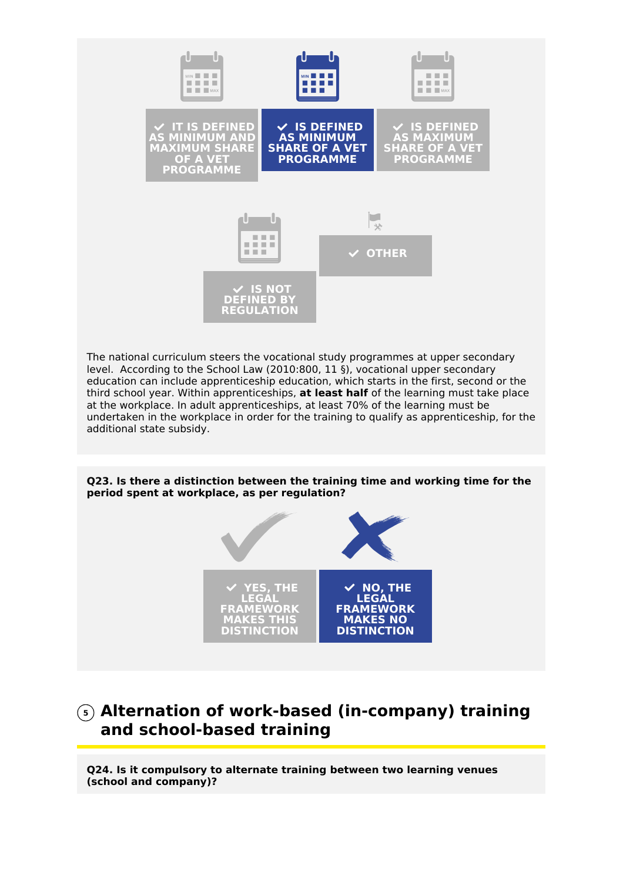- IT IS DEFINED AS MINIMUM AND MAXIMUM SHARE OF A VET PROGRAMME
- **✔ IS DEFINED AS MINIMUM SHARE OF A VET PROGRAMME**
- IS DEFINED AS MAXIMUM SHARE OF A VET PROGRAMME
- IS NOT DEFINED BY REGULATION
- OTHER

The national curriculum steers the vocational study programmes at upper secondary level. According to the School Law (2010:800, 11 §), vocational upper secondary education can include apprenticeship education, which starts in the first, second or the third school year. Within apprenticeships, **at least half** of the learning must take place at the workplace. In adult apprenticeships, at least 70% of the learning must be undertaken in the workplace in order for the training to qualify as apprenticeship, for the additional state subsidy.

**Q23. Is there a distinction between the training time and working time for the period spent at workplace, as per regulation?**

- YES, THE LEGAL FRAMEWORK MAKES THIS DISTINCTION
- **✔ NO, THE LEGAL FRAMEWORK MAKES NO DISTINCTION**

## 5 Alternation of work-based (in-company) training and school-based training

**Q24. Is it compulsory to alternate training between two learning venues (school and company)?**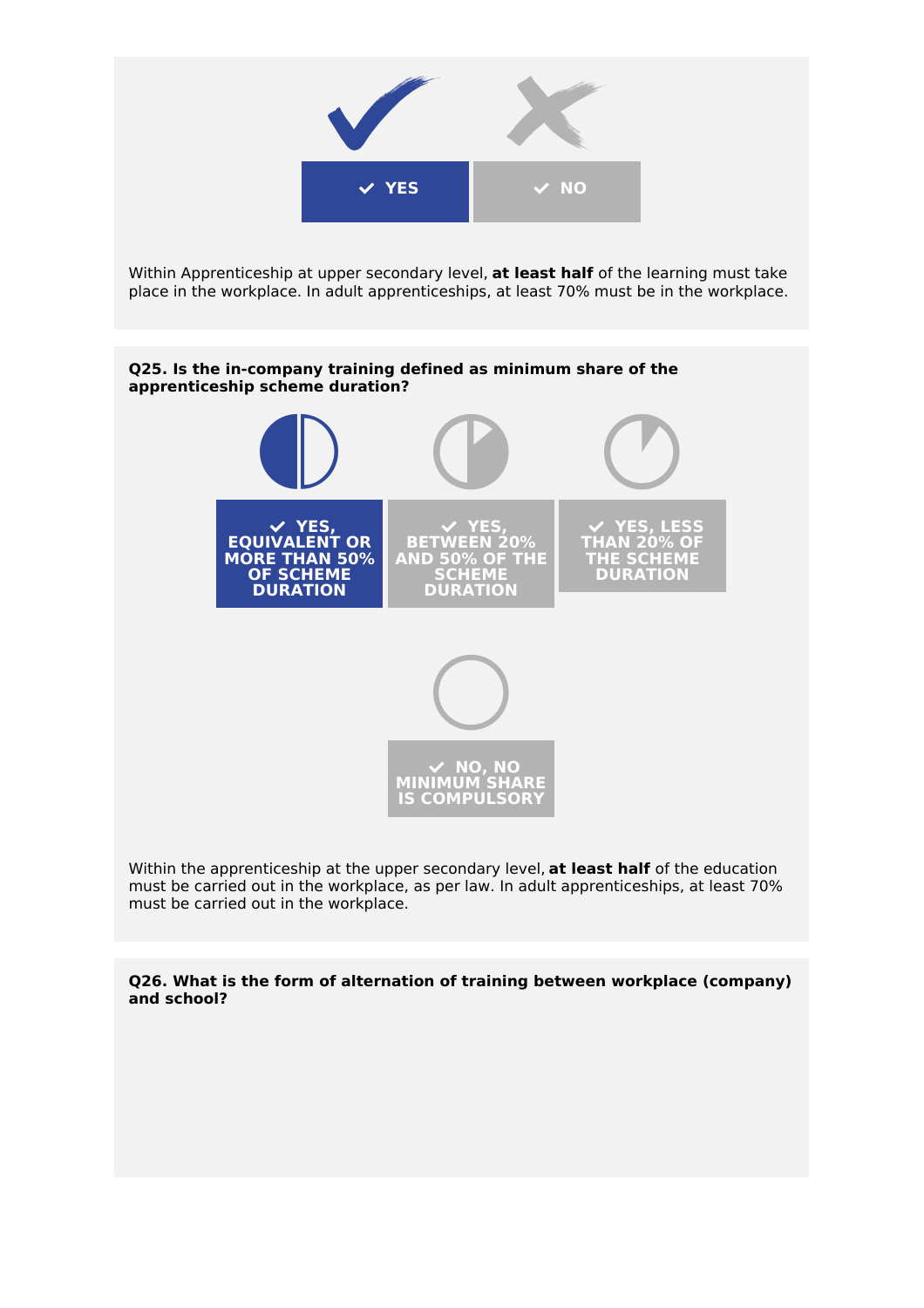- **✔ YES** (selected)
- ✔ NO

Within Apprenticeship at upper secondary level, **at least half** of the learning must take place in the workplace. In adult apprenticeships, at least 70% must be in the workplace.

**Q25. Is the in-company training defined as minimum share of the apprenticeship scheme duration?**

- **✔ YES, EQUIVALENT OR MORE THAN 50% OF SCHEME DURATION** (selected)
- ✔ YES, BETWEEN 20% AND 50% OF THE SCHEME DURATION
- ✔ YES, LESS THAN 20% OF THE SCHEME DURATION
- ✔ NO, NO MINIMUM SHARE IS COMPULSORY

Within the apprenticeship at the upper secondary level, **at least half** of the education must be carried out in the workplace, as per law. In adult apprenticeships, at least 70% must be carried out in the workplace.

**Q26. What is the form of alternation of training between workplace (company) and school?**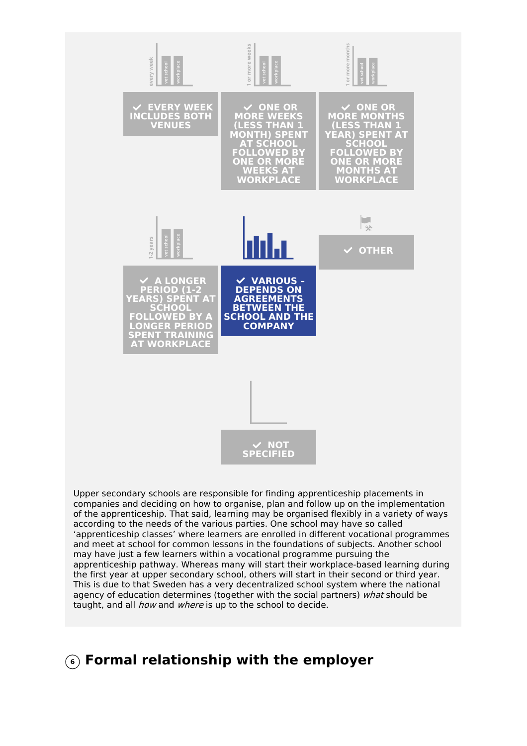✔ EVERY WEEK INCLUDES BOTH VENUES

✔ ONE OR MORE WEEKS (LESS THAN 1 MONTH) SPENT AT SCHOOL FOLLOWED BY ONE OR MORE WEEKS AT WORKPLACE

✔ ONE OR MORE MONTHS (LESS THAN 1 YEAR) SPENT AT SCHOOL FOLLOWED BY ONE OR MORE MONTHS AT WORKPLACE

✔ A LONGER PERIOD (1-2 YEARS) SPENT AT SCHOOL FOLLOWED BY A LONGER PERIOD SPENT TRAINING AT WORKPLACE

✔ **VARIOUS – DEPENDS ON AGREEMENTS BETWEEN THE SCHOOL AND THE COMPANY**

✔ OTHER

✔ NOT SPECIFIED

Upper secondary schools are responsible for finding apprenticeship placements in companies and deciding on how to organise, plan and follow up on the implementation of the apprenticeship. That said, learning may be organised flexibly in a variety of ways according to the needs of the various parties. One school may have so called 'apprenticeship classes' where learners are enrolled in different vocational programmes and meet at school for common lessons in the foundations of subjects. Another school may have just a few learners within a vocational programme pursuing the apprenticeship pathway. Whereas many will start their workplace-based learning during the first year at upper secondary school, others will start in their second or third year. This is due to that Sweden has a very decentralized school system where the national agency of education determines (together with the social partners) *what* should be taught, and all *how* and *where* is up to the school to decide.

## ⑥ Formal relationship with the employer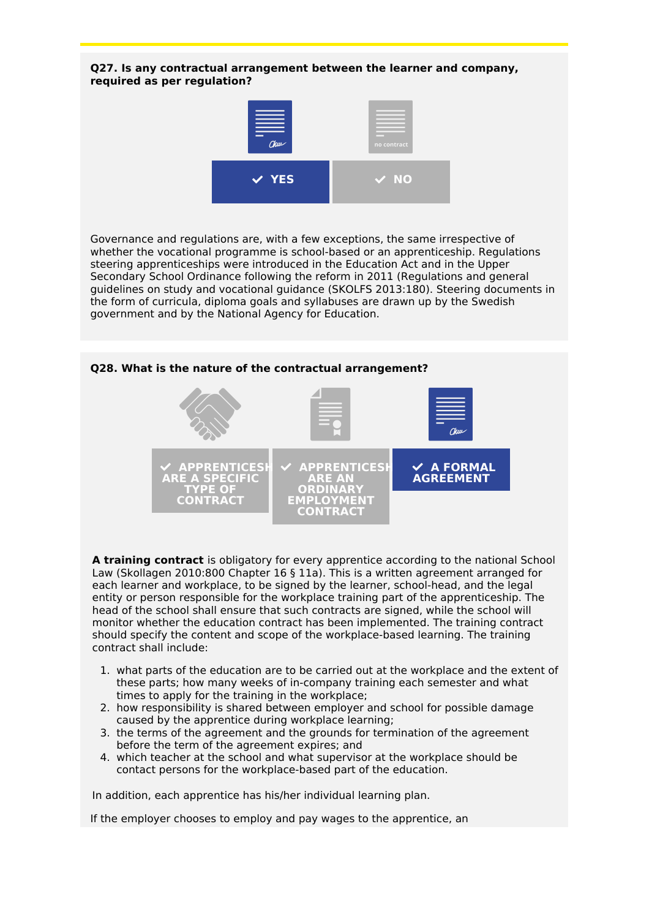**Q27. Is any contractual arrangement between the learner and company, required as per regulation?**

✔ YES

✔ NO

Governance and regulations are, with a few exceptions, the same irrespective of whether the vocational programme is school-based or an apprenticeship. Regulations steering apprenticeships were introduced in the Education Act and in the Upper Secondary School Ordinance following the reform in 2011 (Regulations and general guidelines on study and vocational guidance (SKOLFS 2013:180). Steering documents in the form of curricula, diploma goals and syllabuses are drawn up by the Swedish government and by the National Agency for Education.

**Q28. What is the nature of the contractual arrangement?**

✔ APPRENTICESHIPS ARE A SPECIFIC TYPE OF CONTRACT

✔ APPRENTICESHIPS ARE AN ORDINARY EMPLOYMENT CONTRACT

✔ A FORMAL AGREEMENT

**A training contract** is obligatory for every apprentice according to the national School Law (Skollagen 2010:800 Chapter 16 § 11a). This is a written agreement arranged for each learner and workplace, to be signed by the learner, school-head, and the legal entity or person responsible for the workplace training part of the apprenticeship. The head of the school shall ensure that such contracts are signed, while the school will monitor whether the education contract has been implemented. The training contract should specify the content and scope of the workplace-based learning. The training contract shall include:

1. what parts of the education are to be carried out at the workplace and the extent of these parts; how many weeks of in-company training each semester and what times to apply for the training in the workplace;
2. how responsibility is shared between employer and school for possible damage caused by the apprentice during workplace learning;
3. the terms of the agreement and the grounds for termination of the agreement before the term of the agreement expires; and
4. which teacher at the school and what supervisor at the workplace should be contact persons for the workplace-based part of the education.

In addition, each apprentice has his/her individual learning plan.

If the employer chooses to employ and pay wages to the apprentice, an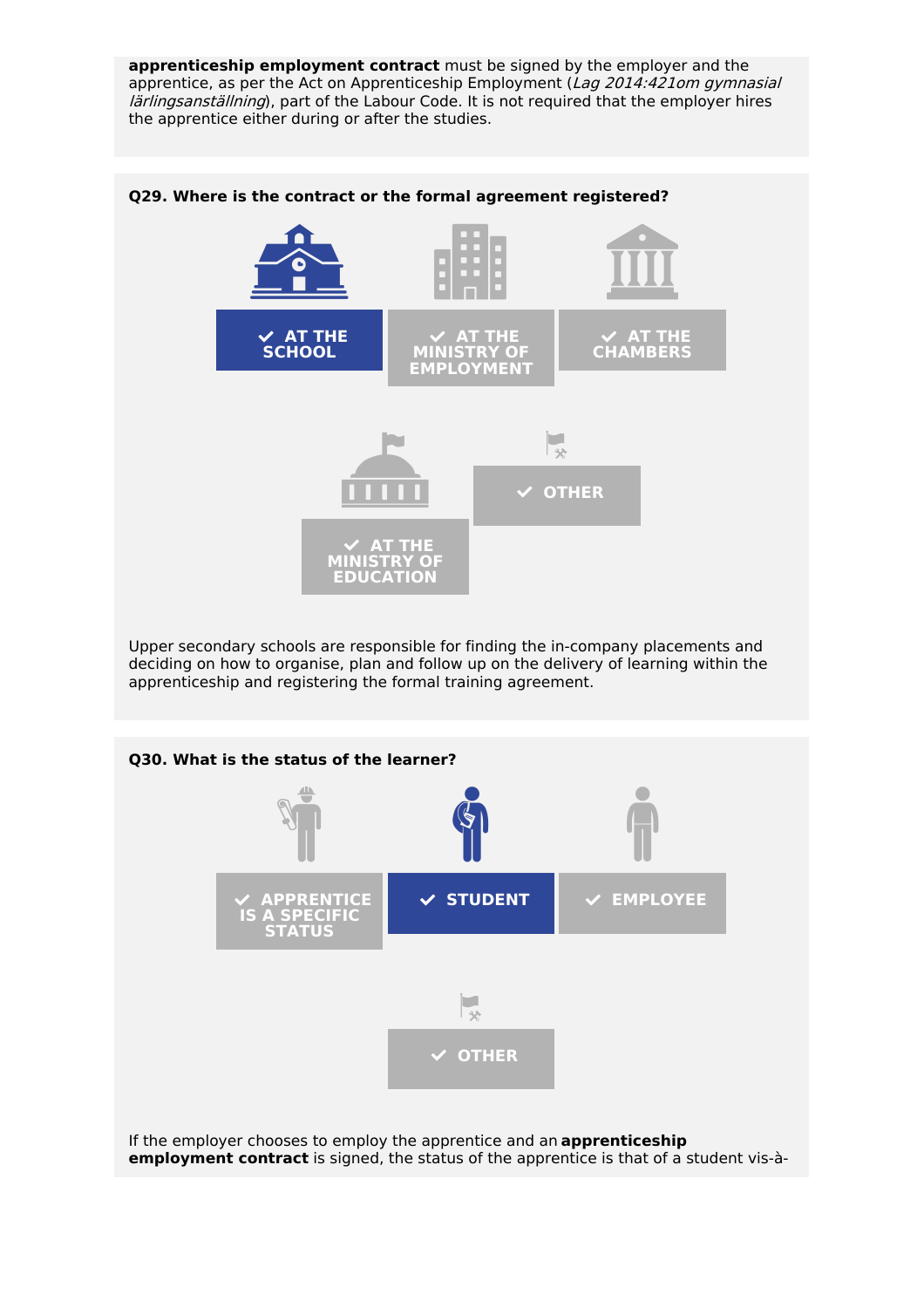**apprenticeship employment contract** must be signed by the employer and the apprentice, as per the Act on Apprenticeship Employment (*Lag 2014:421om gymnasial lärlingsanställning*), part of the Labour Code. It is not required that the employer hires the apprentice either during or after the studies.

**Q29. Where is the contract or the formal agreement registered?**

- ✔ **AT THE SCHOOL** (selected)
- AT THE MINISTRY OF EMPLOYMENT
- AT THE CHAMBERS
- AT THE MINISTRY OF EDUCATION
- OTHER

Upper secondary schools are responsible for finding the in-company placements and deciding on how to organise, plan and follow up on the delivery of learning within the apprenticeship and registering the formal training agreement.

**Q30. What is the status of the learner?**

- APPRENTICE IS A SPECIFIC STATUS
- ✔ **STUDENT** (selected)
- EMPLOYEE
- OTHER

If the employer chooses to employ the apprentice and an **apprenticeship employment contract** is signed, the status of the apprentice is that of a student vis-à-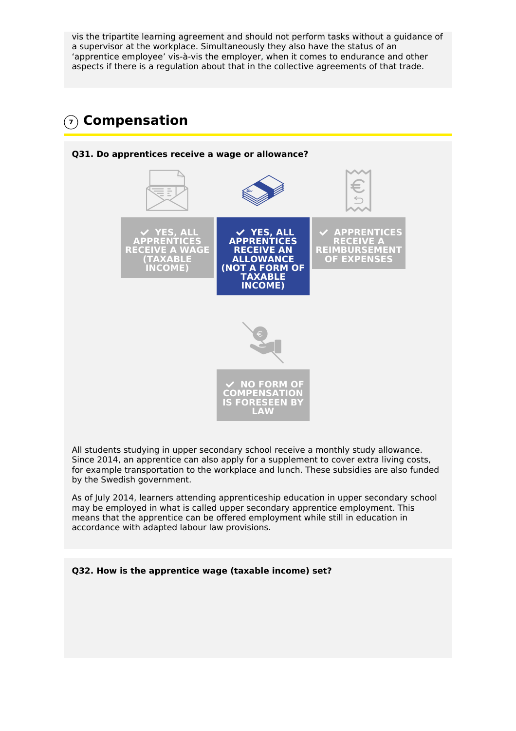vis the tripartite learning agreement and should not perform tasks without a guidance of a supervisor at the workplace. Simultaneously they also have the status of an 'apprentice employee' vis-à-vis the employer, when it comes to endurance and other aspects if there is a regulation about that in the collective agreements of that trade.

## 7 Compensation

**Q31. Do apprentices receive a wage or allowance?**

- YES, ALL APPRENTICES RECEIVE A WAGE (TAXABLE INCOME)
- **YES, ALL APPRENTICES RECEIVE AN ALLOWANCE (NOT A FORM OF TAXABLE INCOME)**
- APPRENTICES RECEIVE A REIMBURSEMENT OF EXPENSES
- NO FORM OF COMPENSATION IS FORESEEN BY LAW

All students studying in upper secondary school receive a monthly study allowance. Since 2014, an apprentice can also apply for a supplement to cover extra living costs, for example transportation to the workplace and lunch. These subsidies are also funded by the Swedish government.

As of July 2014, learners attending apprenticeship education in upper secondary school may be employed in what is called upper secondary apprentice employment. This means that the apprentice can be offered employment while still in education in accordance with adapted labour law provisions.

**Q32. How is the apprentice wage (taxable income) set?**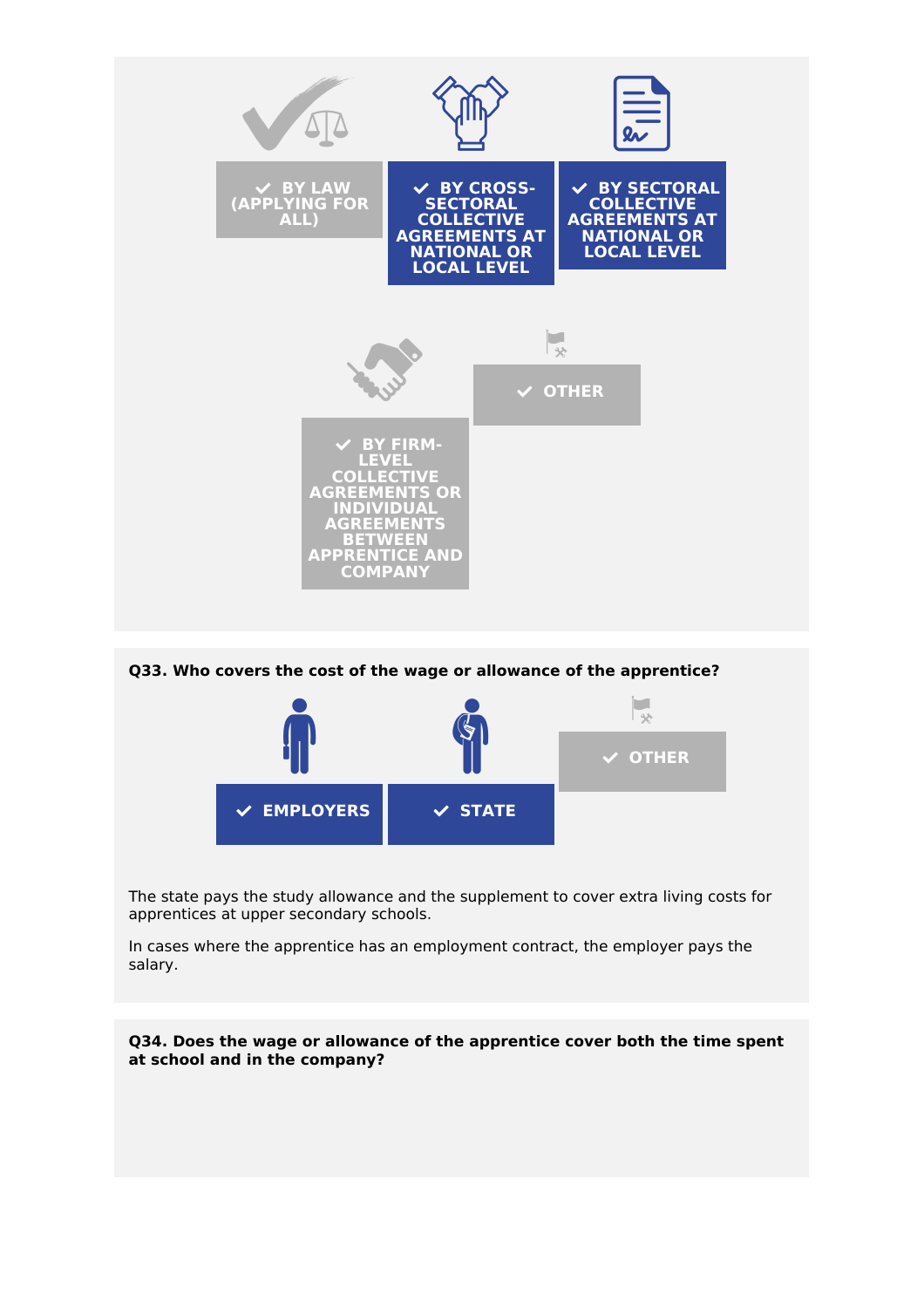- ✓ BY LAW (APPLYING FOR ALL)
- ✓ BY CROSS-SECTORAL COLLECTIVE AGREEMENTS AT NATIONAL OR LOCAL LEVEL
- ✓ BY SECTORAL COLLECTIVE AGREEMENTS AT NATIONAL OR LOCAL LEVEL
- ✓ BY FIRM-LEVEL COLLECTIVE AGREEMENTS OR INDIVIDUAL AGREEMENTS BETWEEN APPRENTICE AND COMPANY
- ✓ OTHER

**Q33. Who covers the cost of the wage or allowance of the apprentice?**

- ✓ EMPLOYERS
- ✓ STATE
- ✓ OTHER

The state pays the study allowance and the supplement to cover extra living costs for apprentices at upper secondary schools.

In cases where the apprentice has an employment contract, the employer pays the salary.

**Q34. Does the wage or allowance of the apprentice cover both the time spent at school and in the company?**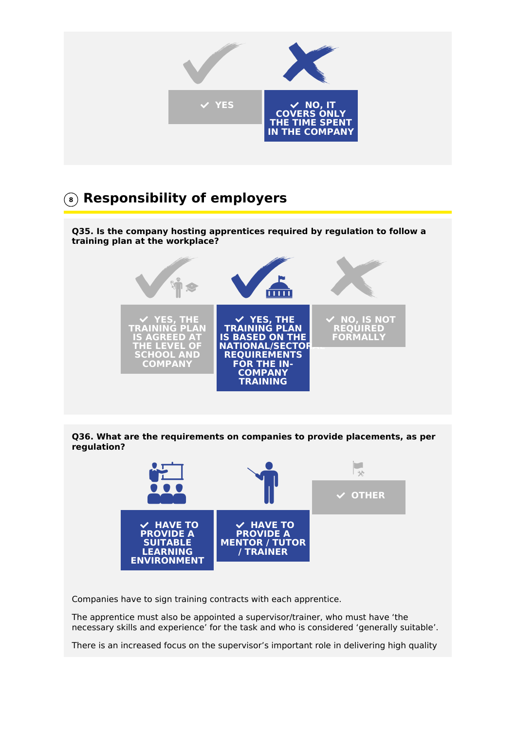- ✔ YES
- ✔ NO, IT COVERS ONLY THE TIME SPENT IN THE COMPANY

## 8 Responsibility of employers

**Q35. Is the company hosting apprentices required by regulation to follow a training plan at the workplace?**

- ✔ YES, THE TRAINING PLAN IS AGREED AT THE LEVEL OF SCHOOL AND COMPANY
- ✔ YES, THE TRAINING PLAN IS BASED ON THE NATIONAL/SECTORAL REQUIREMENTS FOR THE IN-COMPANY TRAINING
- ✔ NO, IS NOT REQUIRED FORMALLY

**Q36. What are the requirements on companies to provide placements, as per regulation?**

- ✔ HAVE TO PROVIDE A SUITABLE LEARNING ENVIRONMENT
- ✔ HAVE TO PROVIDE A MENTOR / TUTOR / TRAINER
- ✔ OTHER

Companies have to sign training contracts with each apprentice.

The apprentice must also be appointed a supervisor/trainer, who must have 'the necessary skills and experience' for the task and who is considered 'generally suitable'.

There is an increased focus on the supervisor's important role in delivering high quality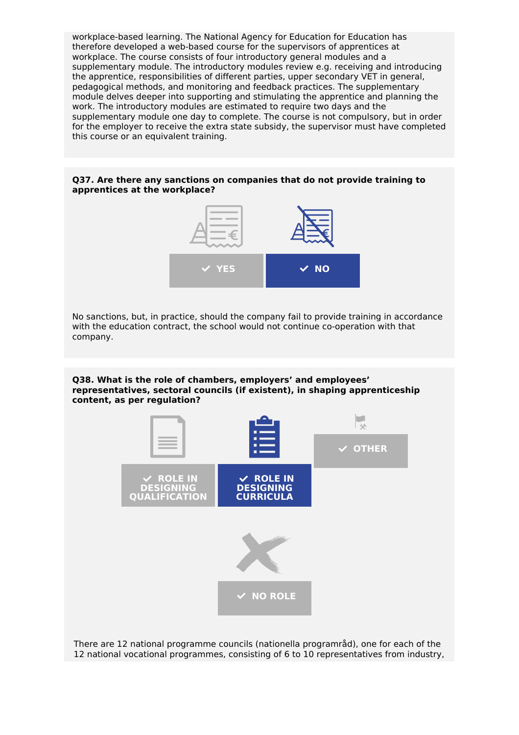workplace-based learning. The National Agency for Education for Education has therefore developed a web-based course for the supervisors of apprentices at workplace. The course consists of four introductory general modules and a supplementary module. The introductory modules review e.g. receiving and introducing the apprentice, responsibilities of different parties, upper secondary VET in general, pedagogical methods, and monitoring and feedback practices. The supplementary module delves deeper into supporting and stimulating the apprentice and planning the work. The introductory modules are estimated to require two days and the supplementary module one day to complete. The course is not compulsory, but in order for the employer to receive the extra state subsidy, the supervisor must have completed this course or an equivalent training.

**Q37. Are there any sanctions on companies that do not provide training to apprentices at the workplace?**

YES | **✔ NO** (selected)

No sanctions, but, in practice, should the company fail to provide training in accordance with the education contract, the school would not continue co-operation with that company.

**Q38. What is the role of chambers, employers' and employees' representatives, sectoral councils (if existent), in shaping apprenticeship content, as per regulation?**

ROLE IN DESIGNING QUALIFICATION | **✔ ROLE IN DESIGNING CURRICULA** (selected) | OTHER | NO ROLE

There are 12 national programme councils (nationella programråd), one for each of the 12 national vocational programmes, consisting of 6 to 10 representatives from industry,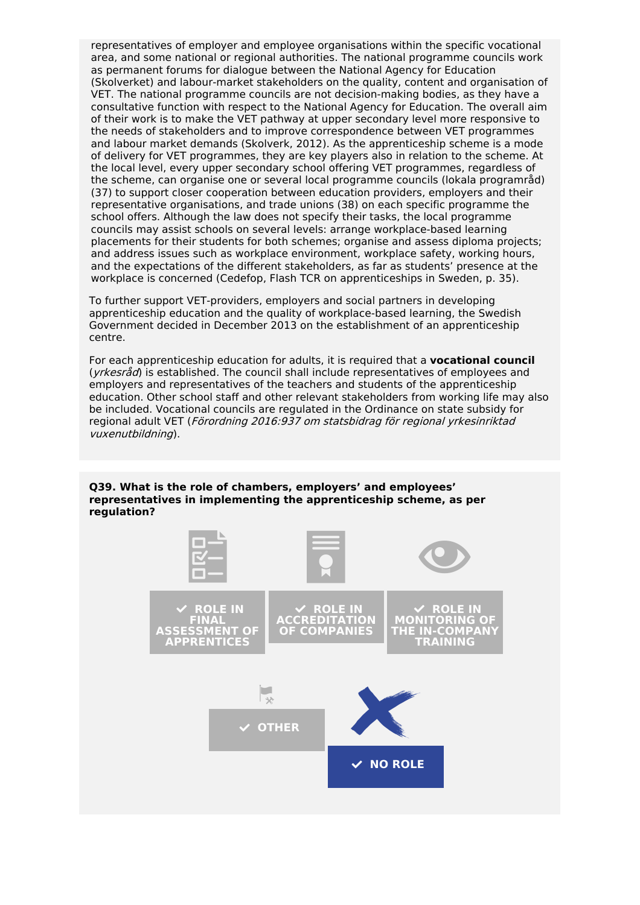representatives of employer and employee organisations within the specific vocational area, and some national or regional authorities. The national programme councils work as permanent forums for dialogue between the National Agency for Education (Skolverket) and labour-market stakeholders on the quality, content and organisation of VET. The national programme councils are not decision-making bodies, as they have a consultative function with respect to the National Agency for Education. The overall aim of their work is to make the VET pathway at upper secondary level more responsive to the needs of stakeholders and to improve correspondence between VET programmes and labour market demands (Skolverk, 2012). As the apprenticeship scheme is a mode of delivery for VET programmes, they are key players also in relation to the scheme. At the local level, every upper secondary school offering VET programmes, regardless of the scheme, can organise one or several local programme councils (lokala programråd) (37) to support closer cooperation between education providers, employers and their representative organisations, and trade unions (38) on each specific programme the school offers. Although the law does not specify their tasks, the local programme councils may assist schools on several levels: arrange workplace-based learning placements for their students for both schemes; organise and assess diploma projects; and address issues such as workplace environment, workplace safety, working hours, and the expectations of the different stakeholders, as far as students' presence at the workplace is concerned (Cedefop, Flash TCR on apprenticeships in Sweden, p. 35).

To further support VET-providers, employers and social partners in developing apprenticeship education and the quality of workplace-based learning, the Swedish Government decided in December 2013 on the establishment of an apprenticeship centre.

For each apprenticeship education for adults, it is required that a **vocational council** (*yrkesråd*) is established. The council shall include representatives of employees and employers and representatives of the teachers and students of the apprenticeship education. Other school staff and other relevant stakeholders from working life may also be included. Vocational councils are regulated in the Ordinance on state subsidy for regional adult VET (*Förordning 2016:937 om statsbidrag för regional yrkesinriktad vuxenutbildning*).

**Q39. What is the role of chambers, employers' and employees' representatives in implementing the apprenticeship scheme, as per regulation?**

- ROLE IN FINAL ASSESSMENT OF APPRENTICES
- ROLE IN ACCREDITATION OF COMPANIES
- ROLE IN MONITORING OF THE IN-COMPANY TRAINING
- OTHER
- **✔ NO ROLE** (selected)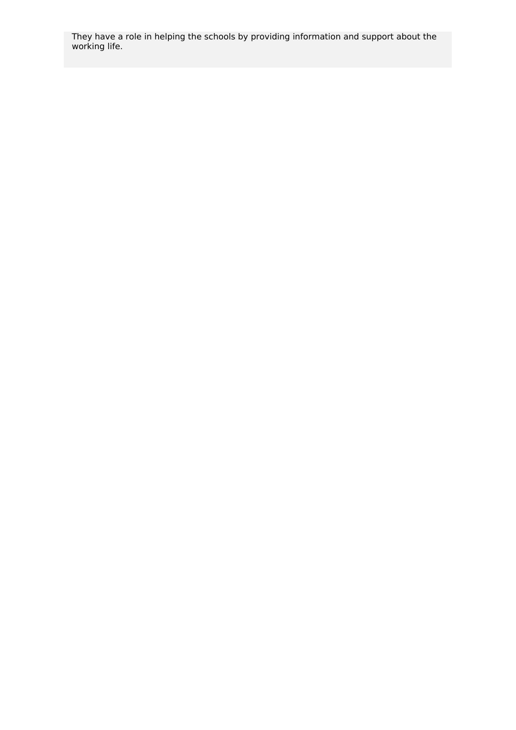They have a role in helping the schools by providing information and support about the working life.